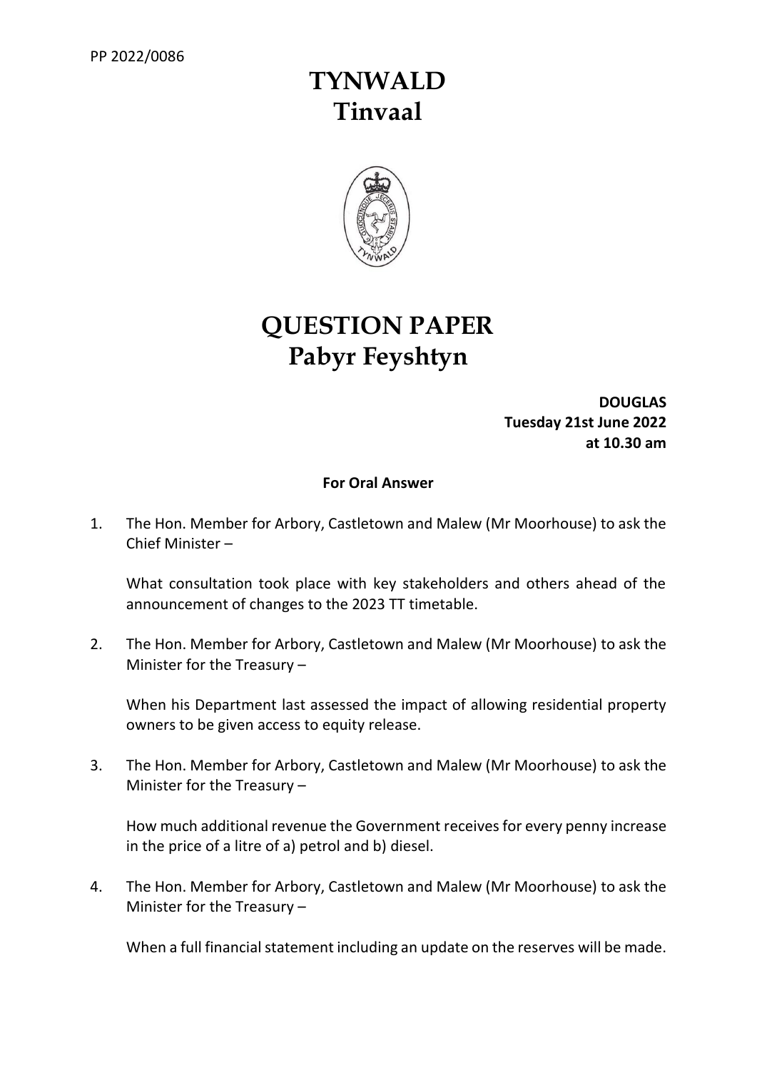PP 2022/0086

# TYNWALD
# Tinvaal

# QUESTION PAPER
# Pabyr Feyshtyn

**DOUGLAS**
**Tuesday 21st June 2022**
**at 10.30 am**

**For Oral Answer**

1. The Hon. Member for Arbory, Castletown and Malew (Mr Moorhouse) to ask the Chief Minister –

   What consultation took place with key stakeholders and others ahead of the announcement of changes to the 2023 TT timetable.

2. The Hon. Member for Arbory, Castletown and Malew (Mr Moorhouse) to ask the Minister for the Treasury –

   When his Department last assessed the impact of allowing residential property owners to be given access to equity release.

3. The Hon. Member for Arbory, Castletown and Malew (Mr Moorhouse) to ask the Minister for the Treasury –

   How much additional revenue the Government receives for every penny increase in the price of a litre of a) petrol and b) diesel.

4. The Hon. Member for Arbory, Castletown and Malew (Mr Moorhouse) to ask the Minister for the Treasury –

   When a full financial statement including an update on the reserves will be made.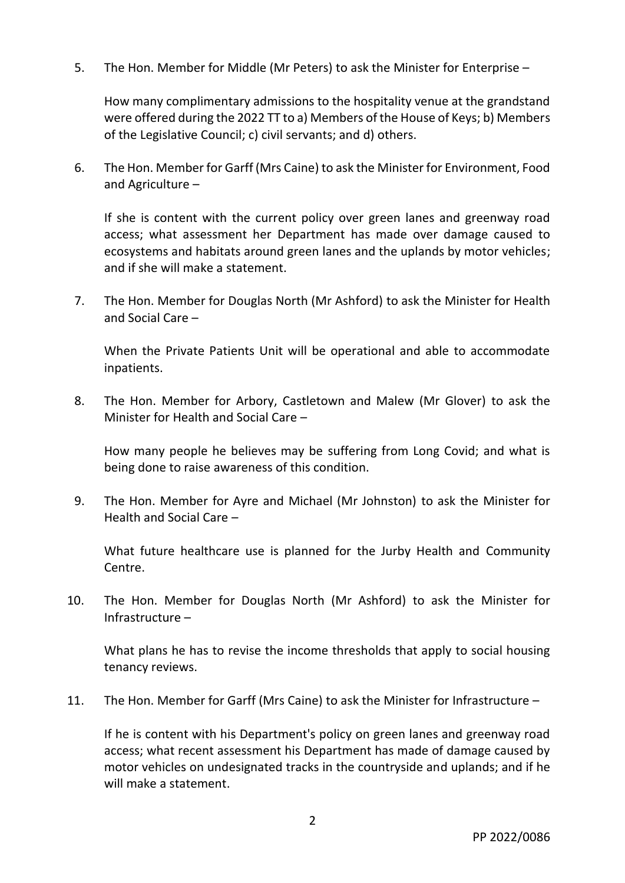5. The Hon. Member for Middle (Mr Peters) to ask the Minister for Enterprise –

   How many complimentary admissions to the hospitality venue at the grandstand were offered during the 2022 TT to a) Members of the House of Keys; b) Members of the Legislative Council; c) civil servants; and d) others.

6. The Hon. Member for Garff (Mrs Caine) to ask the Minister for Environment, Food and Agriculture –

   If she is content with the current policy over green lanes and greenway road access; what assessment her Department has made over damage caused to ecosystems and habitats around green lanes and the uplands by motor vehicles; and if she will make a statement.

7. The Hon. Member for Douglas North (Mr Ashford) to ask the Minister for Health and Social Care –

   When the Private Patients Unit will be operational and able to accommodate inpatients.

8. The Hon. Member for Arbory, Castletown and Malew (Mr Glover) to ask the Minister for Health and Social Care –

   How many people he believes may be suffering from Long Covid; and what is being done to raise awareness of this condition.

9. The Hon. Member for Ayre and Michael (Mr Johnston) to ask the Minister for Health and Social Care –

   What future healthcare use is planned for the Jurby Health and Community Centre.

10. The Hon. Member for Douglas North (Mr Ashford) to ask the Minister for Infrastructure –

    What plans he has to revise the income thresholds that apply to social housing tenancy reviews.

11. The Hon. Member for Garff (Mrs Caine) to ask the Minister for Infrastructure –

    If he is content with his Department's policy on green lanes and greenway road access; what recent assessment his Department has made of damage caused by motor vehicles on undesignated tracks in the countryside and uplands; and if he will make a statement.

PP 2022/0086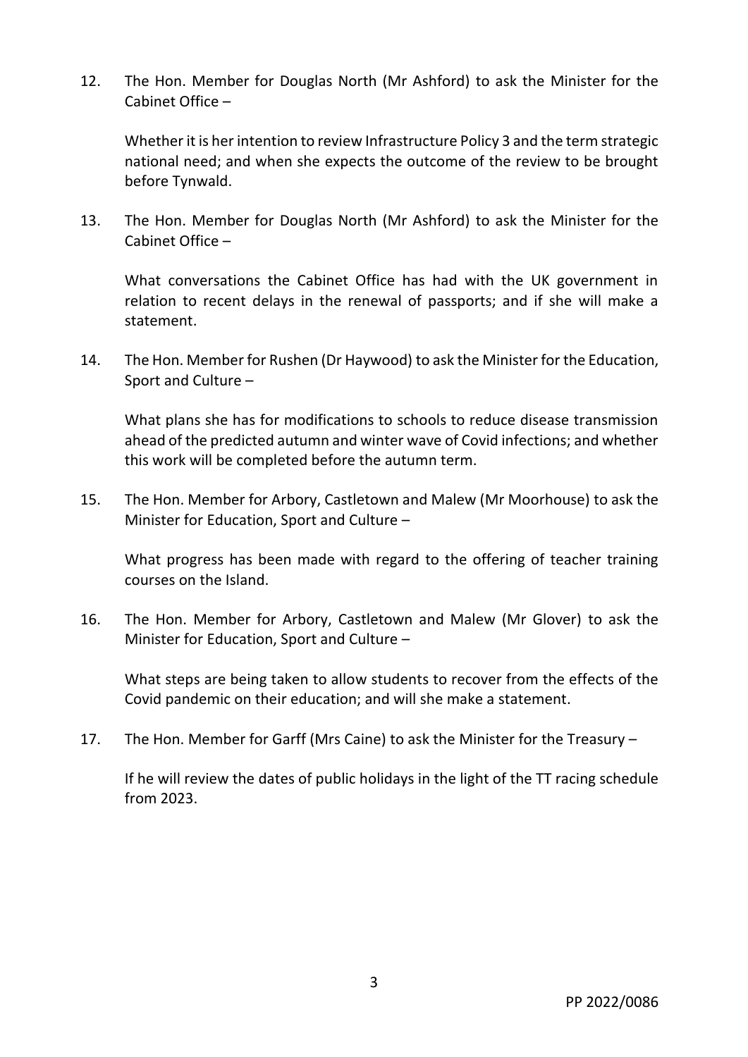12. The Hon. Member for Douglas North (Mr Ashford) to ask the Minister for the Cabinet Office –

    Whether it is her intention to review Infrastructure Policy 3 and the term strategic national need; and when she expects the outcome of the review to be brought before Tynwald.

13. The Hon. Member for Douglas North (Mr Ashford) to ask the Minister for the Cabinet Office –

    What conversations the Cabinet Office has had with the UK government in relation to recent delays in the renewal of passports; and if she will make a statement.

14. The Hon. Member for Rushen (Dr Haywood) to ask the Minister for the Education, Sport and Culture –

    What plans she has for modifications to schools to reduce disease transmission ahead of the predicted autumn and winter wave of Covid infections; and whether this work will be completed before the autumn term.

15. The Hon. Member for Arbory, Castletown and Malew (Mr Moorhouse) to ask the Minister for Education, Sport and Culture –

    What progress has been made with regard to the offering of teacher training courses on the Island.

16. The Hon. Member for Arbory, Castletown and Malew (Mr Glover) to ask the Minister for Education, Sport and Culture –

    What steps are being taken to allow students to recover from the effects of the Covid pandemic on their education; and will she make a statement.

17. The Hon. Member for Garff (Mrs Caine) to ask the Minister for the Treasury –

    If he will review the dates of public holidays in the light of the TT racing schedule from 2023.

PP 2022/0086